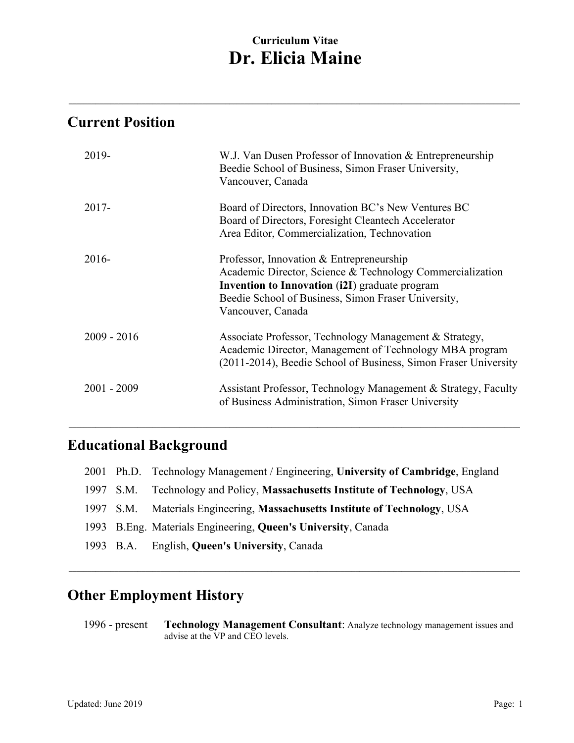Curriculum Vitae

# Dr. Elicia Maine

---

## Current Position

| | |
|---|---|
| 2019- | W.J. Van Dusen Professor of Innovation & Entrepreneurship<br>Beedie School of Business, Simon Fraser University,<br>Vancouver, Canada |
| 2017- | Board of Directors, Innovation BC's New Ventures BC<br>Board of Directors, Foresight Cleantech Accelerator<br>Area Editor, Commercialization, Technovation |
| 2016- | Professor, Innovation & Entrepreneurship<br>Academic Director, Science & Technology Commercialization<br>**Invention to Innovation** (**i2I**) graduate program<br>Beedie School of Business, Simon Fraser University,<br>Vancouver, Canada |
| 2009 - 2016 | Associate Professor, Technology Management & Strategy,<br>Academic Director, Management of Technology MBA program<br>(2011-2014), Beedie School of Business, Simon Fraser University |
| 2001 - 2009 | Assistant Professor, Technology Management & Strategy, Faculty of Business Administration, Simon Fraser University |

---

## Educational Background

- 2001 Ph.D. Technology Management / Engineering, **University of Cambridge**, England
- 1997 S.M. Technology and Policy, **Massachusetts Institute of Technology**, USA
- 1997 S.M. Materials Engineering, **Massachusetts Institute of Technology**, USA
- 1993 B.Eng. Materials Engineering, **Queen's University**, Canada
- 1993 B.A. English, **Queen's University**, Canada

---

## Other Employment History

1996 - present **Technology Management Consultant**: Analyze technology management issues and advise at the VP and CEO levels.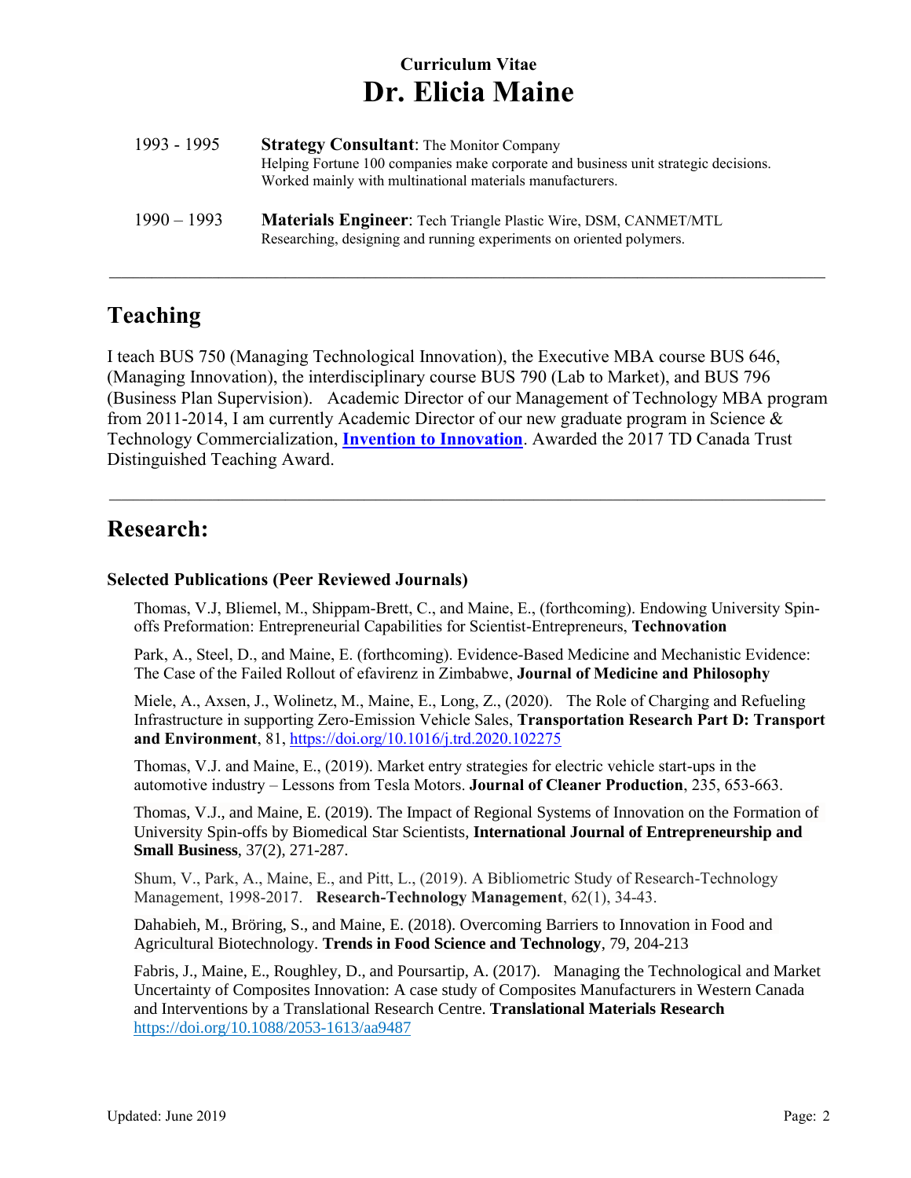| | |
|---|---|
| 1993 - 1995 | **Strategy Consultant**: The Monitor Company<br>Helping Fortune 100 companies make corporate and business unit strategic decisions. Worked mainly with multinational materials manufacturers. |
| 1990 – 1993 | **Materials Engineer**: Tech Triangle Plastic Wire, DSM, CANMET/MTL<br>Researching, designing and running experiments on oriented polymers. |

---

## Teaching

I teach BUS 750 (Managing Technological Innovation), the Executive MBA course BUS 646, (Managing Innovation), the interdisciplinary course BUS 790 (Lab to Market), and BUS 796 (Business Plan Supervision). Academic Director of our Management of Technology MBA program from 2011-2014, I am currently Academic Director of our new graduate program in Science & Technology Commercialization, **Invention to Innovation**. Awarded the 2017 TD Canada Trust Distinguished Teaching Award.

---

## Research:

### Selected Publications (Peer Reviewed Journals)

Thomas, V.J, Bliemel, M., Shippam-Brett, C., and Maine, E., (forthcoming). Endowing University Spin-offs Preformation: Entrepreneurial Capabilities for Scientist-Entrepreneurs, **Technovation**

Park, A., Steel, D., and Maine, E. (forthcoming). Evidence-Based Medicine and Mechanistic Evidence: The Case of the Failed Rollout of efavirenz in Zimbabwe, **Journal of Medicine and Philosophy**

Miele, A., Axsen, J., Wolinetz, M., Maine, E., Long, Z., (2020). The Role of Charging and Refueling Infrastructure in supporting Zero-Emission Vehicle Sales, **Transportation Research Part D: Transport and Environment**, 81, https://doi.org/10.1016/j.trd.2020.102275

Thomas, V.J. and Maine, E., (2019). Market entry strategies for electric vehicle start-ups in the automotive industry – Lessons from Tesla Motors. **Journal of Cleaner Production**, 235, 653-663.

Thomas, V.J., and Maine, E. (2019). The Impact of Regional Systems of Innovation on the Formation of University Spin-offs by Biomedical Star Scientists, **International Journal of Entrepreneurship and Small Business**, 37(2), 271-287.

Shum, V., Park, A., Maine, E., and Pitt, L., (2019). A Bibliometric Study of Research-Technology Management, 1998-2017. **Research-Technology Management**, 62(1), 34-43.

Dahabieh, M., Bröring, S., and Maine, E. (2018). Overcoming Barriers to Innovation in Food and Agricultural Biotechnology. **Trends in Food Science and Technology**, 79, 204-213

Fabris, J., Maine, E., Roughley, D., and Poursartip, A. (2017). Managing the Technological and Market Uncertainty of Composites Innovation: A case study of Composites Manufacturers in Western Canada and Interventions by a Translational Research Centre. **Translational Materials Research** https://doi.org/10.1088/2053-1613/aa9487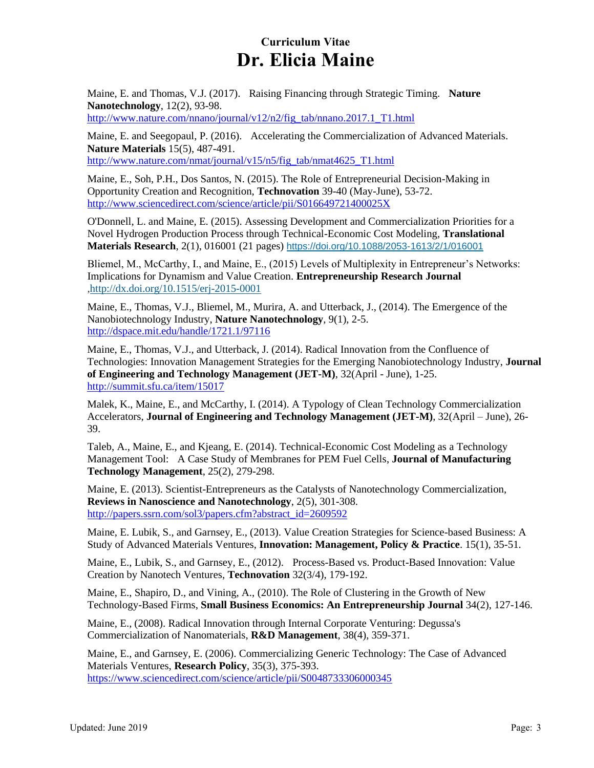Maine, E. and Thomas, V.J. (2017). Raising Financing through Strategic Timing. **Nature Nanotechnology**, 12(2), 93-98.
http://www.nature.com/nnano/journal/v12/n2/fig_tab/nnano.2017.1_T1.html

Maine, E. and Seegopaul, P. (2016). Accelerating the Commercialization of Advanced Materials. **Nature Materials** 15(5), 487-491.
http://www.nature.com/nmat/journal/v15/n5/fig_tab/nmat4625_T1.html

Maine, E., Soh, P.H., Dos Santos, N. (2015). The Role of Entrepreneurial Decision-Making in Opportunity Creation and Recognition, **Technovation** 39-40 (May-June), 53-72.
http://www.sciencedirect.com/science/article/pii/S016649721400025X

O'Donnell, L. and Maine, E. (2015). Assessing Development and Commercialization Priorities for a Novel Hydrogen Production Process through Technical-Economic Cost Modeling, **Translational Materials Research**, 2(1), 016001 (21 pages) https://doi.org/10.1088/2053-1613/2/1/016001

Bliemel, M., McCarthy, I., and Maine, E., (2015) Levels of Multiplexity in Entrepreneur's Networks: Implications for Dynamism and Value Creation. **Entrepreneurship Research Journal** ,http://dx.doi.org/10.1515/erj-2015-0001

Maine, E., Thomas, V.J., Bliemel, M., Murira, A. and Utterback, J., (2014). The Emergence of the Nanobiotechnology Industry, **Nature Nanotechnology**, 9(1), 2-5.
http://dspace.mit.edu/handle/1721.1/97116

Maine, E., Thomas, V.J., and Utterback, J. (2014). Radical Innovation from the Confluence of Technologies: Innovation Management Strategies for the Emerging Nanobiotechnology Industry, **Journal of Engineering and Technology Management (JET-M)**, 32(April - June), 1-25.
http://summit.sfu.ca/item/15017

Malek, K., Maine, E., and McCarthy, I. (2014). A Typology of Clean Technology Commercialization Accelerators, **Journal of Engineering and Technology Management (JET-M)**, 32(April – June), 26-39.

Taleb, A., Maine, E., and Kjeang, E. (2014). Technical-Economic Cost Modeling as a Technology Management Tool: A Case Study of Membranes for PEM Fuel Cells, **Journal of Manufacturing Technology Management**, 25(2), 279-298.

Maine, E. (2013). Scientist-Entrepreneurs as the Catalysts of Nanotechnology Commercialization, **Reviews in Nanoscience and Nanotechnology**, 2(5), 301-308.
http://papers.ssrn.com/sol3/papers.cfm?abstract_id=2609592

Maine, E. Lubik, S., and Garnsey, E., (2013). Value Creation Strategies for Science-based Business: A Study of Advanced Materials Ventures, **Innovation: Management, Policy & Practice**. 15(1), 35-51.

Maine, E., Lubik, S., and Garnsey, E., (2012). Process-Based vs. Product-Based Innovation: Value Creation by Nanotech Ventures, **Technovation** 32(3/4), 179-192.

Maine, E., Shapiro, D., and Vining, A., (2010). The Role of Clustering in the Growth of New Technology-Based Firms, **Small Business Economics: An Entrepreneurship Journal** 34(2), 127-146.

Maine, E., (2008). Radical Innovation through Internal Corporate Venturing: Degussa's Commercialization of Nanomaterials, **R&D Management**, 38(4), 359-371.

Maine, E., and Garnsey, E. (2006). Commercializing Generic Technology: The Case of Advanced Materials Ventures, **Research Policy**, 35(3), 375-393.
https://www.sciencedirect.com/science/article/pii/S0048733306000345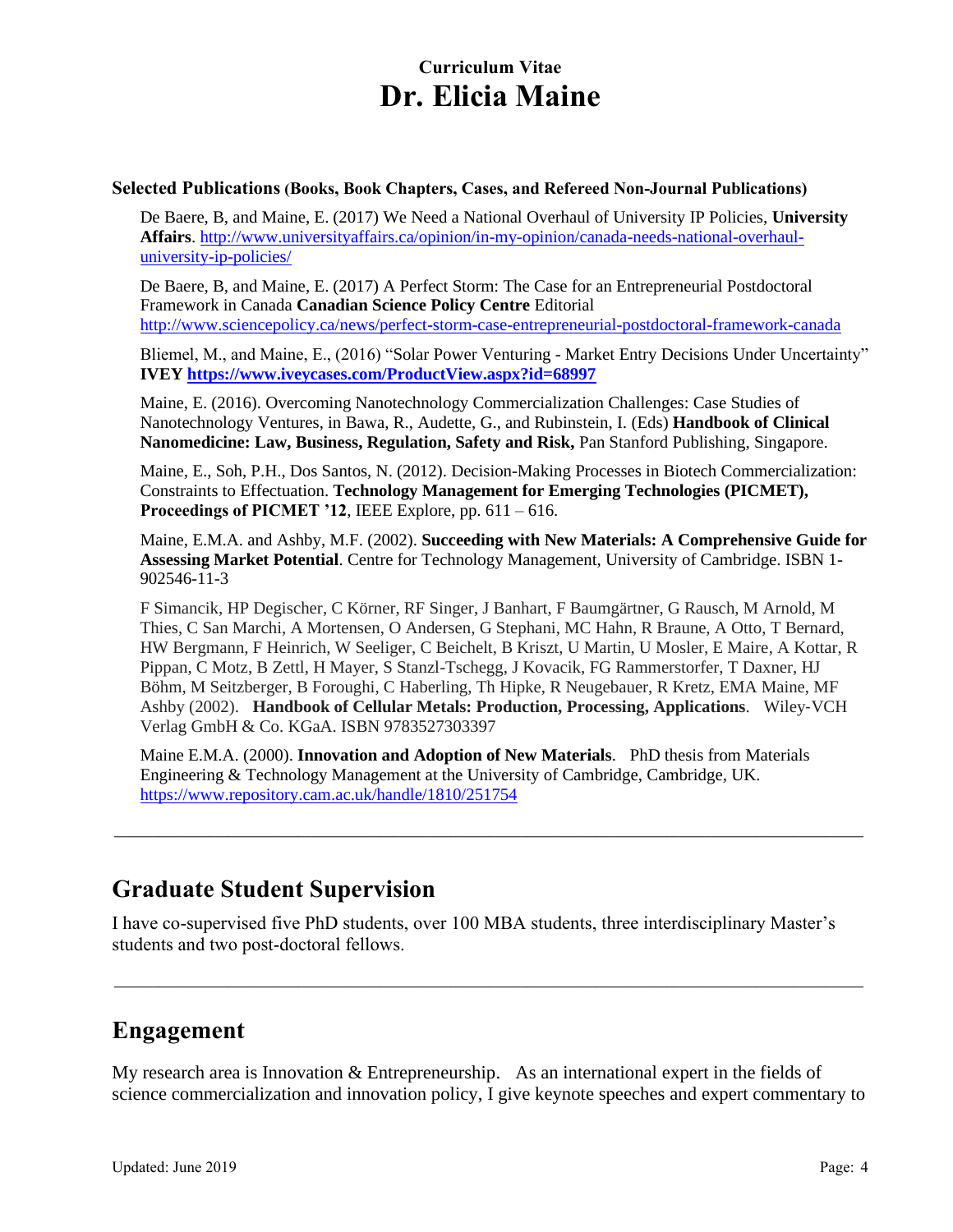# Curriculum Vitae
# Dr. Elicia Maine

**Selected Publications (Books, Book Chapters, Cases, and Refereed Non-Journal Publications)**

De Baere, B, and Maine, E. (2017) We Need a National Overhaul of University IP Policies, **University Affairs**. http://www.universityaffairs.ca/opinion/in-my-opinion/canada-needs-national-overhaul-university-ip-policies/

De Baere, B, and Maine, E. (2017) A Perfect Storm: The Case for an Entrepreneurial Postdoctoral Framework in Canada **Canadian Science Policy Centre** Editorial http://www.sciencepolicy.ca/news/perfect-storm-case-entrepreneurial-postdoctoral-framework-canada

Bliemel, M., and Maine, E., (2016) "Solar Power Venturing - Market Entry Decisions Under Uncertainty" **IVEY https://www.iveycases.com/ProductView.aspx?id=68997**

Maine, E. (2016). Overcoming Nanotechnology Commercialization Challenges: Case Studies of Nanotechnology Ventures, in Bawa, R., Audette, G., and Rubinstein, I. (Eds) **Handbook of Clinical Nanomedicine: Law, Business, Regulation, Safety and Risk,** Pan Stanford Publishing, Singapore.

Maine, E., Soh, P.H., Dos Santos, N. (2012). Decision-Making Processes in Biotech Commercialization: Constraints to Effectuation. **Technology Management for Emerging Technologies (PICMET), Proceedings of PICMET '12**, IEEE Explore, pp. 611 – 616.

Maine, E.M.A. and Ashby, M.F. (2002). **Succeeding with New Materials: A Comprehensive Guide for Assessing Market Potential**. Centre for Technology Management, University of Cambridge. ISBN 1-902546-11-3

F Simancik, HP Degischer, C Körner, RF Singer, J Banhart, F Baumgärtner, G Rausch, M Arnold, M Thies, C San Marchi, A Mortensen, O Andersen, G Stephani, MC Hahn, R Braune, A Otto, T Bernard, HW Bergmann, F Heinrich, W Seeliger, C Beichelt, B Kriszt, U Martin, U Mosler, E Maire, A Kottar, R Pippan, C Motz, B Zettl, H Mayer, S Stanzl-Tschegg, J Kovacik, FG Rammerstorfer, T Daxner, HJ Böhm, M Seitzberger, B Foroughi, C Haberling, Th Hipke, R Neugebauer, R Kretz, EMA Maine, MF Ashby (2002). **Handbook of Cellular Metals: Production, Processing, Applications**. Wiley-VCH Verlag GmbH & Co. KGaA. ISBN 9783527303397

Maine E.M.A. (2000). **Innovation and Adoption of New Materials**. PhD thesis from Materials Engineering & Technology Management at the University of Cambridge, Cambridge, UK. https://www.repository.cam.ac.uk/handle/1810/251754

---

## Graduate Student Supervision

I have co-supervised five PhD students, over 100 MBA students, three interdisciplinary Master's students and two post-doctoral fellows.

---

## Engagement

My research area is Innovation & Entrepreneurship. As an international expert in the fields of science commercialization and innovation policy, I give keynote speeches and expert commentary to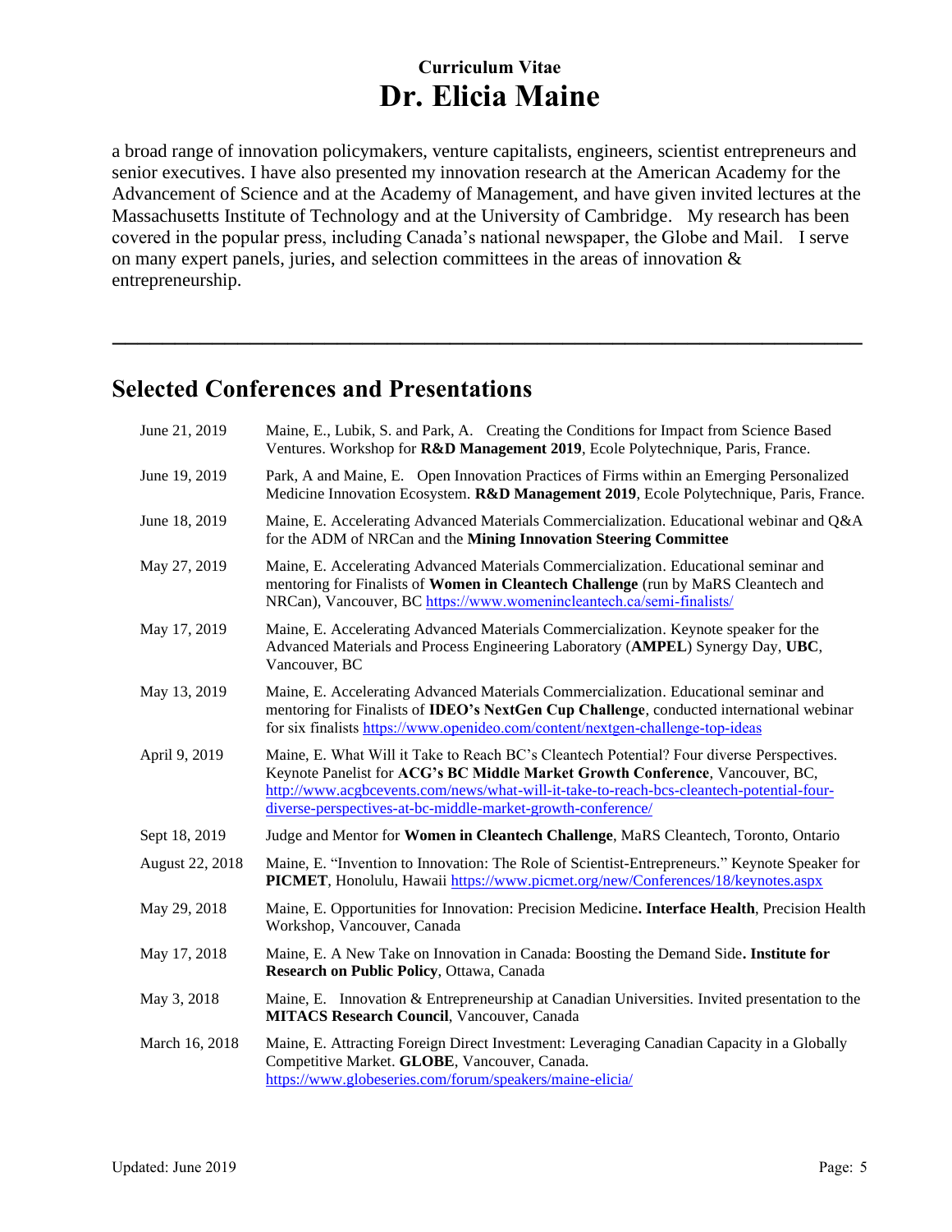a broad range of innovation policymakers, venture capitalists, engineers, scientist entrepreneurs and senior executives. I have also presented my innovation research at the American Academy for the Advancement of Science and at the Academy of Management, and have given invited lectures at the Massachusetts Institute of Technology and at the University of Cambridge. My research has been covered in the popular press, including Canada's national newspaper, the Globe and Mail. I serve on many expert panels, juries, and selection committees in the areas of innovation & entrepreneurship.

---

## Selected Conferences and Presentations

| | |
|---|---|
| June 21, 2019 | Maine, E., Lubik, S. and Park, A. Creating the Conditions for Impact from Science Based Ventures. Workshop for **R&D Management 2019**, Ecole Polytechnique, Paris, France. |
| June 19, 2019 | Park, A and Maine, E. Open Innovation Practices of Firms within an Emerging Personalized Medicine Innovation Ecosystem. **R&D Management 2019**, Ecole Polytechnique, Paris, France. |
| June 18, 2019 | Maine, E. Accelerating Advanced Materials Commercialization. Educational webinar and Q&A for the ADM of NRCan and the **Mining Innovation Steering Committee** |
| May 27, 2019 | Maine, E. Accelerating Advanced Materials Commercialization. Educational seminar and mentoring for Finalists of **Women in Cleantech Challenge** (run by MaRS Cleantech and NRCan), Vancouver, BC https://www.womenincleantech.ca/semi-finalists/ |
| May 17, 2019 | Maine, E. Accelerating Advanced Materials Commercialization. Keynote speaker for the Advanced Materials and Process Engineering Laboratory (**AMPEL**) Synergy Day, **UBC**, Vancouver, BC |
| May 13, 2019 | Maine, E. Accelerating Advanced Materials Commercialization. Educational seminar and mentoring for Finalists of **IDEO's NextGen Cup Challenge**, conducted international webinar for six finalists https://www.openideo.com/content/nextgen-challenge-top-ideas |
| April 9, 2019 | Maine, E. What Will it Take to Reach BC's Cleantech Potential? Four diverse Perspectives. Keynote Panelist for **ACG's BC Middle Market Growth Conference**, Vancouver, BC, http://www.acgbcevents.com/news/what-will-it-take-to-reach-bcs-cleantech-potential-four-diverse-perspectives-at-bc-middle-market-growth-conference/ |
| Sept 18, 2019 | Judge and Mentor for **Women in Cleantech Challenge**, MaRS Cleantech, Toronto, Ontario |
| August 22, 2018 | Maine, E. "Invention to Innovation: The Role of Scientist-Entrepreneurs." Keynote Speaker for **PICMET**, Honolulu, Hawaii https://www.picmet.org/new/Conferences/18/keynotes.aspx |
| May 29, 2018 | Maine, E. Opportunities for Innovation: Precision Medicine**. Interface Health**, Precision Health Workshop, Vancouver, Canada |
| May 17, 2018 | Maine, E. A New Take on Innovation in Canada: Boosting the Demand Side**. Institute for Research on Public Policy**, Ottawa, Canada |
| May 3, 2018 | Maine, E. Innovation & Entrepreneurship at Canadian Universities. Invited presentation to the **MITACS Research Council**, Vancouver, Canada |
| March 16, 2018 | Maine, E. Attracting Foreign Direct Investment: Leveraging Canadian Capacity in a Globally Competitive Market. **GLOBE**, Vancouver, Canada. https://www.globeseries.com/forum/speakers/maine-elicia/ |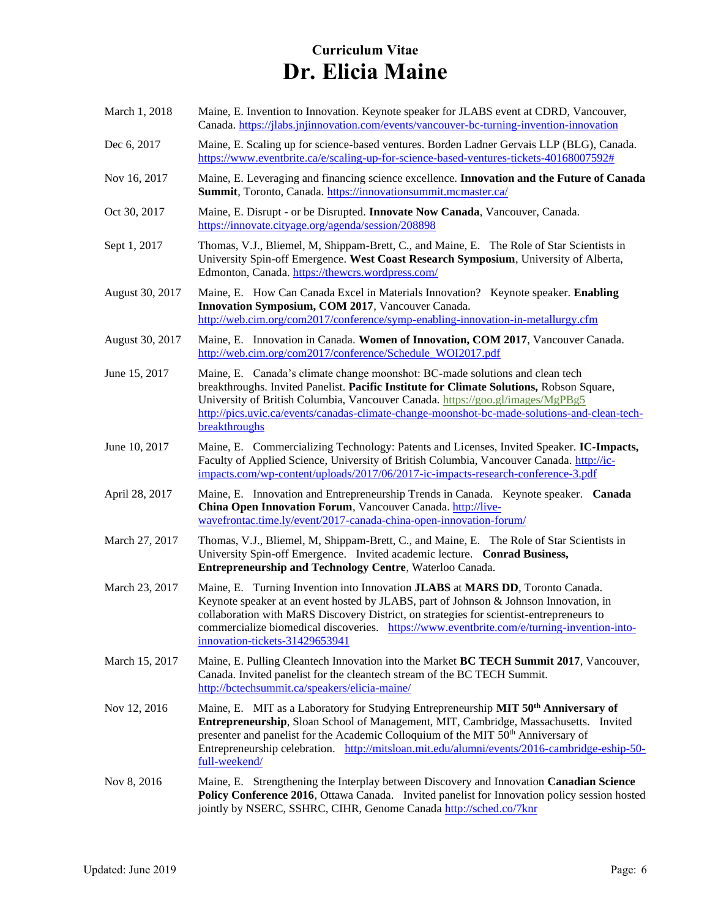# Curriculum Vitae
# Dr. Elicia Maine

| | |
|---|---|
| March 1, 2018 | Maine, E. Invention to Innovation. Keynote speaker for JLABS event at CDRD, Vancouver, Canada. https://jlabs.jnjinnovation.com/events/vancouver-bc-turning-invention-innovation |
| Dec 6, 2017 | Maine, E. Scaling up for science-based ventures. Borden Ladner Gervais LLP (BLG), Canada. https://www.eventbrite.ca/e/scaling-up-for-science-based-ventures-tickets-40168007592# |
| Nov 16, 2017 | Maine, E. Leveraging and financing science excellence. **Innovation and the Future of Canada Summit**, Toronto, Canada. https://innovationsummit.mcmaster.ca/ |
| Oct 30, 2017 | Maine, E. Disrupt - or be Disrupted. **Innovate Now Canada**, Vancouver, Canada. https://innovate.cityage.org/agenda/session/208898 |
| Sept 1, 2017 | Thomas, V.J., Bliemel, M, Shippam-Brett, C., and Maine, E. The Role of Star Scientists in University Spin-off Emergence. **West Coast Research Symposium**, University of Alberta, Edmonton, Canada. https://thewcrs.wordpress.com/ |
| August 30, 2017 | Maine, E. How Can Canada Excel in Materials Innovation? Keynote speaker. **Enabling Innovation Symposium, COM 2017**, Vancouver Canada. http://web.cim.org/com2017/conference/symp-enabling-innovation-in-metallurgy.cfm |
| August 30, 2017 | Maine, E. Innovation in Canada. **Women of Innovation, COM 2017**, Vancouver Canada. http://web.cim.org/com2017/conference/Schedule_WOI2017.pdf |
| June 15, 2017 | Maine, E. Canada's climate change moonshot: BC-made solutions and clean tech breakthroughs. Invited Panelist. **Pacific Institute for Climate Solutions,** Robson Square, University of British Columbia, Vancouver Canada. https://goo.gl/images/MgPBg5 http://pics.uvic.ca/events/canadas-climate-change-moonshot-bc-made-solutions-and-clean-tech-breakthroughs |
| June 10, 2017 | Maine, E. Commercializing Technology: Patents and Licenses, Invited Speaker. **IC-Impacts,** Faculty of Applied Science, University of British Columbia, Vancouver Canada. http://ic-impacts.com/wp-content/uploads/2017/06/2017-ic-impacts-research-conference-3.pdf |
| April 28, 2017 | Maine, E. Innovation and Entrepreneurship Trends in Canada. Keynote speaker. **Canada China Open Innovation Forum**, Vancouver Canada. http://live-wavefrontac.time.ly/event/2017-canada-china-open-innovation-forum/ |
| March 27, 2017 | Thomas, V.J., Bliemel, M, Shippam-Brett, C., and Maine, E. The Role of Star Scientists in University Spin-off Emergence. Invited academic lecture. **Conrad Business, Entrepreneurship and Technology Centre**, Waterloo Canada. |
| March 23, 2017 | Maine, E. Turning Invention into Innovation **JLABS** at **MARS DD**, Toronto Canada. Keynote speaker at an event hosted by JLABS, part of Johnson & Johnson Innovation, in collaboration with MaRS Discovery District, on strategies for scientist-entrepreneurs to commercialize biomedical discoveries. https://www.eventbrite.com/e/turning-invention-into-innovation-tickets-31429653941 |
| March 15, 2017 | Maine, E. Pulling Cleantech Innovation into the Market **BC TECH Summit 2017**, Vancouver, Canada. Invited panelist for the cleantech stream of the BC TECH Summit. http://bctechsummit.ca/speakers/elicia-maine/ |
| Nov 12, 2016 | Maine, E. MIT as a Laboratory for Studying Entrepreneurship **MIT 50th Anniversary of Entrepreneurship**, Sloan School of Management, MIT, Cambridge, Massachusetts. Invited presenter and panelist for the Academic Colloquium of the MIT 50th Anniversary of Entrepreneurship celebration. http://mitsloan.mit.edu/alumni/events/2016-cambridge-eship-50-full-weekend/ |
| Nov 8, 2016 | Maine, E. Strengthening the Interplay between Discovery and Innovation **Canadian Science Policy Conference 2016**, Ottawa Canada. Invited panelist for Innovation policy session hosted jointly by NSERC, SSHRC, CIHR, Genome Canada http://sched.co/7knr |

Updated: June 2019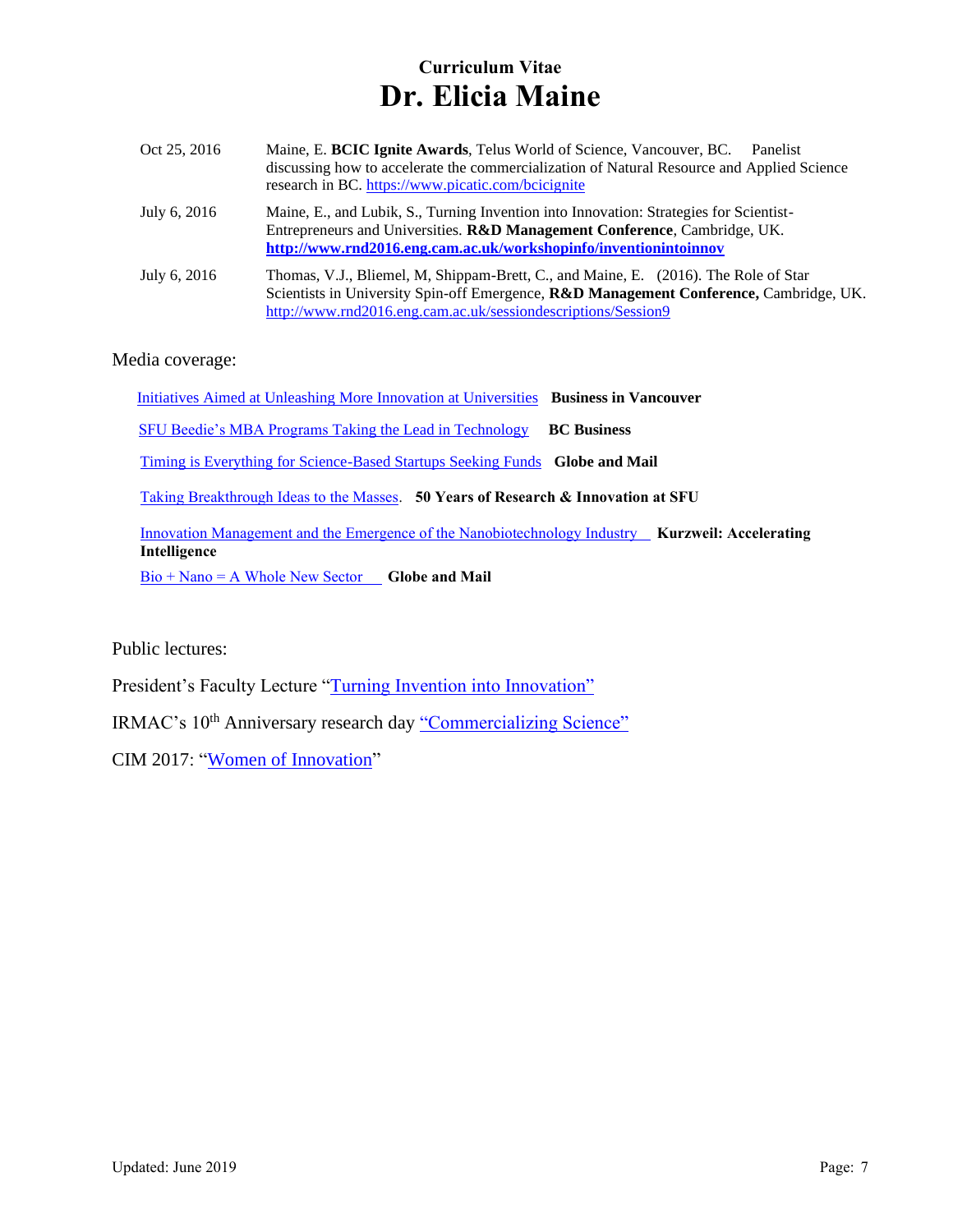| | |
|---|---|
| Oct 25, 2016 | Maine, E. **BCIC Ignite Awards**, Telus World of Science, Vancouver, BC. Panelist discussing how to accelerate the commercialization of Natural Resource and Applied Science research in BC. https://www.picatic.com/bcicignite |
| July 6, 2016 | Maine, E., and Lubik, S., Turning Invention into Innovation: Strategies for Scientist-Entrepreneurs and Universities. **R&D Management Conference**, Cambridge, UK. **http://www.rnd2016.eng.cam.ac.uk/workshopinfo/inventionintoinnov** |
| July 6, 2016 | Thomas, V.J., Bliemel, M, Shippam-Brett, C., and Maine, E. (2016). The Role of Star Scientists in University Spin-off Emergence, **R&D Management Conference,** Cambridge, UK. http://www.rnd2016.eng.cam.ac.uk/sessiondescriptions/Session9 |

Media coverage:

Initiatives Aimed at Unleashing More Innovation at Universities **Business in Vancouver**

SFU Beedie's MBA Programs Taking the Lead in Technology **BC Business**

Timing is Everything for Science-Based Startups Seeking Funds **Globe and Mail**

Taking Breakthrough Ideas to the Masses. **50 Years of Research & Innovation at SFU**

Innovation Management and the Emergence of the Nanobiotechnology Industry **Kurzweil: Accelerating Intelligence**

Bio + Nano = A Whole New Sector **Globe and Mail**

Public lectures:

President's Faculty Lecture "Turning Invention into Innovation"

IRMAC's 10th Anniversary research day "Commercializing Science"

CIM 2017: "Women of Innovation"